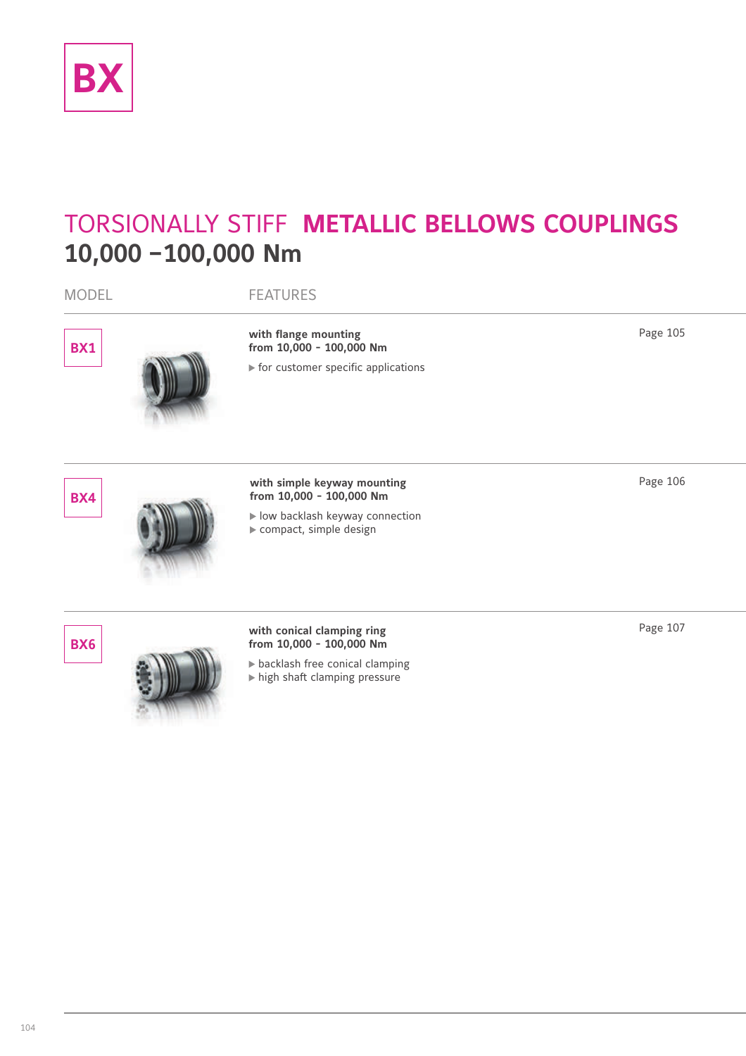# BX

## TORSIONALLY STIFF **METALLIC BELLOWS COUPLINGS**

## 10,000 –100,000 Nm

| MODEL | FEATURES | |
|---|---|---|
| **BX1** | **with flange mounting**<br>**from 10,000 - 100,000 Nm**<br>▶ for customer specific applications | Page 105 |
| **BX4** | **with simple keyway mounting**<br>**from 10,000 - 100,000 Nm**<br>▶ low backlash keyway connection<br>▶ compact, simple design | Page 106 |
| **BX6** | **with conical clamping ring**<br>**from 10,000 - 100,000 Nm**<br>▶ backlash free conical clamping<br>▶ high shaft clamping pressure | Page 107 |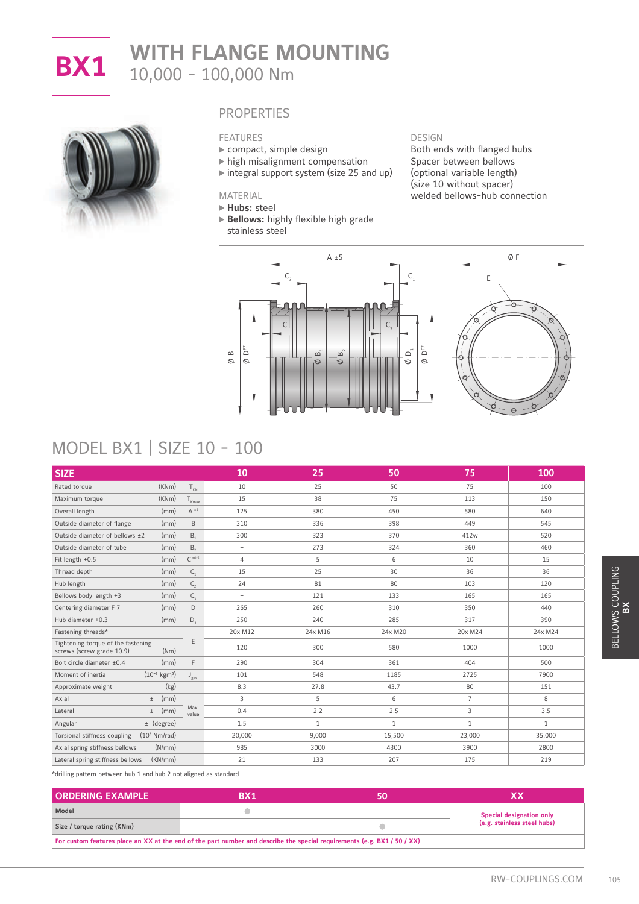# BX1 WITH FLANGE MOUNTING

10,000 - 100,000 Nm

## PROPERTIES

**FEATURES**
- compact, simple design
- high misalignment compensation
- integral support system (size 25 and up)

**MATERIAL**
- **Hubs:** steel
- **Bellows:** highly flexible high grade stainless steel

**DESIGN**

Both ends with flanged hubs
Spacer between bellows
(optional variable length)
(size 10 without spacer)
welded bellows-hub connection

## MODEL BX1 | SIZE 10 - 100

| SIZE | | | 10 | 25 | 50 | 75 | 100 |
|---|---|---|---|---|---|---|---|
| Rated torque | (KNm) | $T_{KN}$ | 10 | 25 | 50 | 75 | 100 |
| Maximum torque | (KNm) | $T_{Kmax}$ | 15 | 38 | 75 | 113 | 150 |
| Overall length | (mm) | $A^{\pm 5}$ | 125 | 380 | 450 | 580 | 640 |
| Outside diameter of flange | (mm) | B | 310 | 336 | 398 | 449 | 545 |
| Outside diameter of bellows ±2 | (mm) | $B_1$ | 300 | 323 | 370 | 412w | 520 |
| Outside diameter of tube | (mm) | $B_2$ | – | 273 | 324 | 360 | 460 |
| Fit length +0.5 | (mm) | $C^{+0.5}$ | 4 | 5 | 6 | 10 | 15 |
| Thread depth | (mm) | $C_1$ | 15 | 25 | 30 | 36 | 36 |
| Hub length | (mm) | $C_2$ | 24 | 81 | 80 | 103 | 120 |
| Bellows body length +3 | (mm) | $C_3$ | – | 121 | 133 | 165 | 165 |
| Centering diameter F 7 | (mm) | D | 265 | 260 | 310 | 350 | 440 |
| Hub diameter +0.3 | (mm) | $D_1$ | 250 | 240 | 285 | 317 | 390 |
| Fastening threads* | | E | 20x M12 | 24x M16 | 24x M20 | 20x M24 | 24x M24 |
| Tightening torque of the fastening screws (screw grade 10.9) | (Nm) | | 120 | 300 | 580 | 1000 | 1000 |
| Bolt circle diameter ±0.4 | (mm) | F | 290 | 304 | 361 | 404 | 500 |
| Moment of inertia | ($10^{-3}$ kgm²) | $J_{ges.}$ | 101 | 548 | 1185 | 2725 | 7900 |
| Approximate weight | (kg) | | 8.3 | 27.8 | 43.7 | 80 | 151 |
| Axial | ± (mm) | Max. value | 3 | 5 | 6 | 7 | 8 |
| Lateral | ± (mm) | | 0.4 | 2.2 | 2.5 | 3 | 3.5 |
| Angular | ± (degree) | | 1.5 | 1 | 1 | 1 | 1 |
| Torsional stiffness coupling | ($10^3$ Nm/rad) | | 20,000 | 9,000 | 15,500 | 23,000 | 35,000 |
| Axial spring stiffness bellows | (N/mm) | | 985 | 3000 | 4300 | 3900 | 2800 |
| Lateral spring stiffness bellows | (KN/mm) | | 21 | 133 | 207 | 175 | 219 |

*drilling pattern between hub 1 and hub 2 not aligned as standard

| ORDERING EXAMPLE | BX1 | 50 | XX |
|---|---|---|---|
| Model | ● | | Special designation only (e.g. stainless steel hubs) |
| Size / torque rating (KNm) | | ● | |

For custom features place an XX at the end of the part number and describe the special requirements (e.g. BX1 / 50 / XX)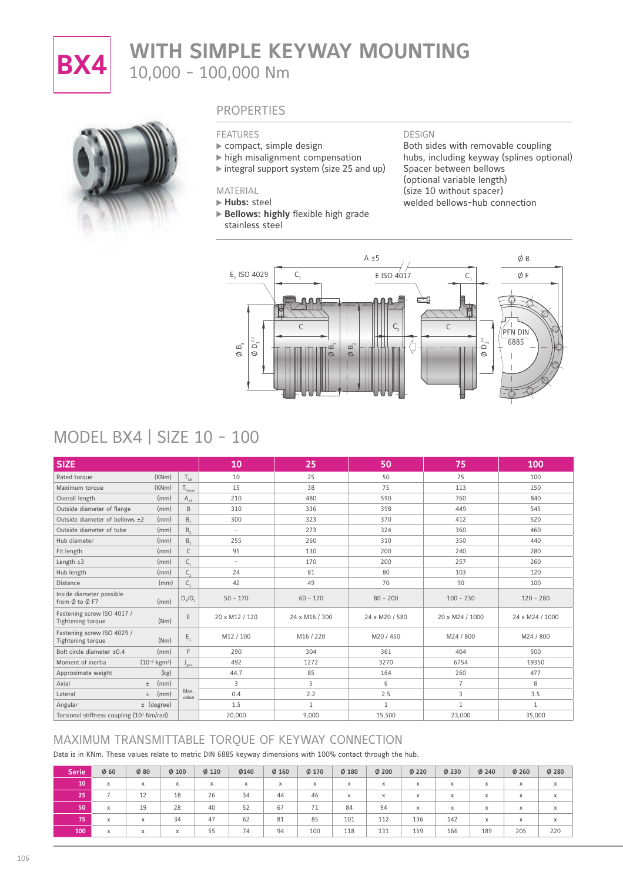# BX4 WITH SIMPLE KEYWAY MOUNTING

10,000 – 100,000 Nm

## PROPERTIES

### FEATURES
- compact, simple design
- high misalignment compensation
- integral support system (size 25 and up)

### MATERIAL
- **Hubs:** steel
- **Bellows: highly** flexible high grade stainless steel

### DESIGN
Both sides with removable coupling hubs, including keyway (splines optional)
Spacer between bellows
(optional variable length)
(size 10 without spacer)
welded bellows-hub connection

## MODEL BX4 | SIZE 10 – 100

| SIZE | | | 10 | 25 | 50 | 75 | 100 |
|---|---|---|---|---|---|---|---|
| Rated torque | (KNm) | $T_{KN}$ | 10 | 25 | 50 | 75 | 100 |
| Maximum torque | (KNm) | $T_{Kmax}$ | 15 | 38 | 75 | 113 | 150 |
| Overall length | (mm) | $A_{\pm 5}$ | 210 | 480 | 590 | 760 | 840 |
| Outside diameter of flange | (mm) | B | 310 | 336 | 398 | 449 | 545 |
| Outside diameter of bellows ±2 | (mm) | $B_1$ | 300 | 323 | 370 | 412 | 520 |
| Outside diameter of tube | (mm) | $B_2$ | – | 273 | 324 | 360 | 460 |
| Hub diameter | (mm) | $B_3$ | 255 | 260 | 310 | 350 | 440 |
| Fit length | (mm) | C | 95 | 130 | 200 | 240 | 280 |
| Length ±3 | (mm) | $C_1$ | – | 170 | 200 | 257 | 260 |
| Hub length | (mm) | $C_2$ | 24 | 81 | 80 | 103 | 120 |
| Distance | (mm) | $C_3$ | 42 | 49 | 70 | 90 | 100 |
| Inside diameter possible from Ø to Ø F7 | (mm) | $D_1/D_2$ | 50 - 170 | 60 - 170 | 80 - 200 | 100 - 230 | 120 - 280 |
| Fastening screw ISO 4017 / Tightening torque | (Nm) | E | 20 x M12 / 120 | 24 x M16 / 300 | 24 x M20 / 580 | 20 x M24 / 1000 | 24 x M24 / 1000 |
| Fastening screw ISO 4029 / Tightening torque | (Nm) | $E_1$ | M12 / 100 | M16 / 220 | M20 / 450 | M24 / 800 | M24 / 800 |
| Bolt circle diameter ±0.4 | (mm) | F | 290 | 304 | 361 | 404 | 500 |
| Moment of inertia | ($10^{-3}$ kgm²) | $J_{ges.}$ | 492 | 1272 | 3270 | 6754 | 19350 |
| Approximate weight | (kg) | | 44.7 | 85 | 164 | 260 | 477 |
| Axial | ± (mm) | Max. value | 3 | 5 | 6 | 7 | 8 |
| Lateral | ± (mm) | Max. value | 0.4 | 2.2 | 2.5 | 3 | 3.5 |
| Angular | ± (degree) | Max. value | 1.5 | 1 | 1 | 1 | 1 |
| Torsional stiffness coupling ($10^3$ Nm/rad) | | | 20,000 | 9,000 | 15,500 | 23,000 | 35,000 |

## MAXIMUM TRANSMITTABLE TORQUE OF KEYWAY CONNECTION

Data is in KNm. These values relate to metric DIN 6885 keyway dimensions with 100% contact through the hub.

| Serie | Ø 60 | Ø 80 | Ø 100 | Ø 120 | Ø140 | Ø 160 | Ø 170 | Ø 180 | Ø 200 | Ø 220 | Ø 230 | Ø 240 | Ø 260 | Ø 280 |
|---|---|---|---|---|---|---|---|---|---|---|---|---|---|---|
| 10 | x | x | x | x | x | x | x | x | x | x | x | x | x | x |
| 25 | 7 | 12 | 18 | 26 | 34 | 44 | 46 | x | x | x | x | x | x | x |
| 50 | x | 19 | 28 | 40 | 52 | 67 | 71 | 84 | 94 | x | x | x | x | x |
| 75 | x | x | 34 | 47 | 62 | 81 | 85 | 101 | 112 | 136 | 142 | x | x | x |
| 100 | x | x | x | 55 | 74 | 94 | 100 | 118 | 131 | 159 | 166 | 189 | 205 | 220 |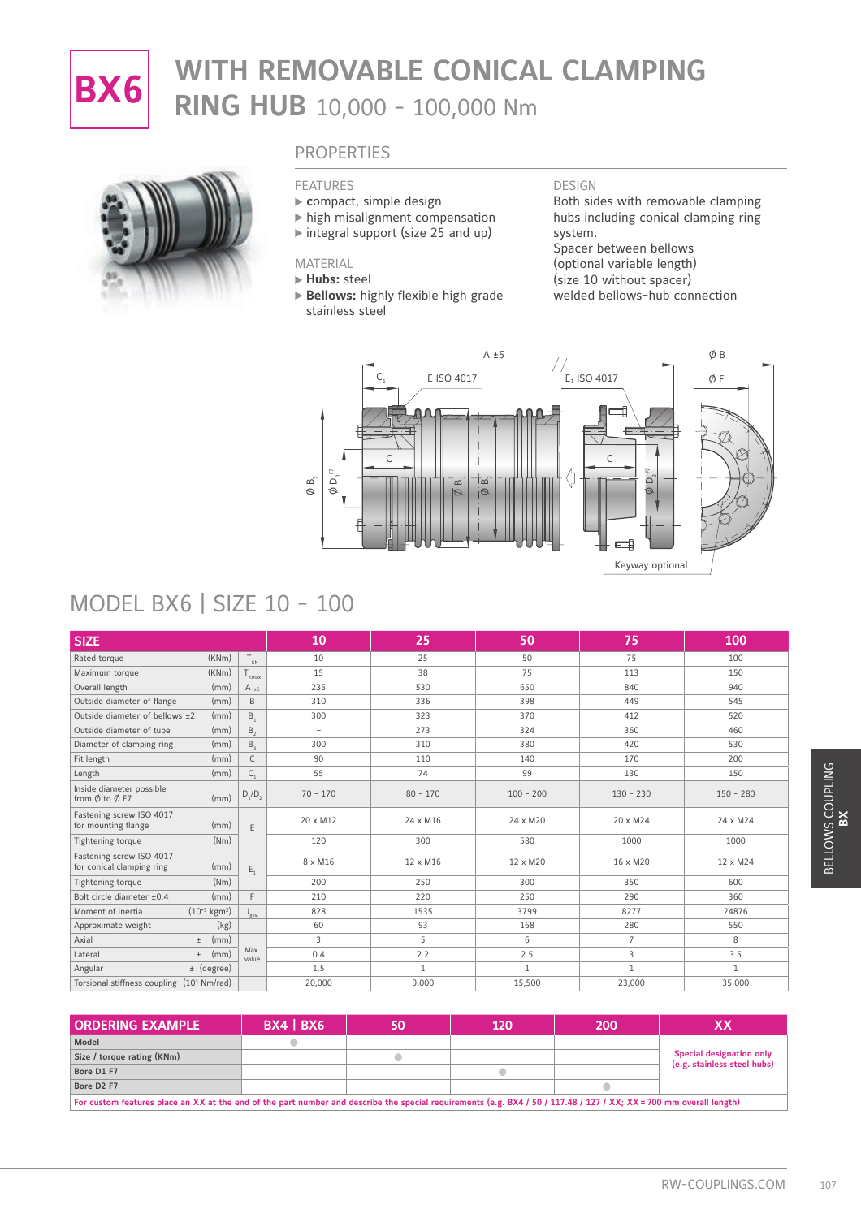# BX6 WITH REMOVABLE CONICAL CLAMPING RING HUB 10,000 - 100,000 Nm

## PROPERTIES

**FEATURES**

- compact, simple design
- high misalignment compensation
- integral support (size 25 and up)

**MATERIAL**

- **Hubs:** steel
- **Bellows:** highly flexible high grade stainless steel

**DESIGN**

Both sides with removable clamping hubs including conical clamping ring system.
Spacer between bellows (optional variable length) (size 10 without spacer) welded bellows-hub connection

A ±5
$C_1$
E ISO 4017
$E_1$ ISO 4017
Ø B
Ø F
C
C
Ø $B_3$
Ø $D_1^{F7}$
Ø $B_1$
Ø $B_2$
Ø $D_2^{F7}$
Keyway optional

## MODEL BX6 | SIZE 10 - 100

| SIZE | | | 10 | 25 | 50 | 75 | 100 |
|---|---|---|---|---|---|---|---|
| Rated torque | (KNm) | $T_{KN}$ | 10 | 25 | 50 | 75 | 100 |
| Maximum torque | (KNm) | $T_{Kmax}$ | 15 | 38 | 75 | 113 | 150 |
| Overall length | (mm) | A ±5 | 235 | 530 | 650 | 840 | 940 |
| Outside diameter of flange | (mm) | B | 310 | 336 | 398 | 449 | 545 |
| Outside diameter of bellows ±2 | (mm) | $B_1$ | 300 | 323 | 370 | 412 | 520 |
| Outside diameter of tube | (mm) | $B_2$ | – | 273 | 324 | 360 | 460 |
| Diameter of clamping ring | (mm) | $B_3$ | 300 | 310 | 380 | 420 | 530 |
| Fit length | (mm) | C | 90 | 110 | 140 | 170 | 200 |
| Length | (mm) | $C_1$ | 55 | 74 | 99 | 130 | 150 |
| Inside diameter possible from Ø to Ø F7 | (mm) | $D_1/D_2$ | 70 - 170 | 80 - 170 | 100 - 200 | 130 - 230 | 150 - 280 |
| Fastening screw ISO 4017 for mounting flange | (mm) | E | 20 x M12 | 24 x M16 | 24 x M20 | 20 x M24 | 24 x M24 |
| Tightening torque | (Nm) | | 120 | 300 | 580 | 1000 | 1000 |
| Fastening screw ISO 4017 for conical clamping ring | (mm) | $E_1$ | 8 x M16 | 12 x M16 | 12 x M20 | 16 x M20 | 12 x M24 |
| Tightening torque | (Nm) | | 200 | 250 | 300 | 350 | 600 |
| Bolt circle diameter ±0.4 | (mm) | F | 210 | 220 | 250 | 290 | 360 |
| Moment of inertia | ($10^{-3}$ kgm²) | $J_{ges.}$ | 828 | 1535 | 3799 | 8277 | 24876 |
| Approximate weight | (kg) | | 60 | 93 | 168 | 280 | 550 |
| Axial | ± (mm) | Max. value | 3 | 5 | 6 | 7 | 8 |
| Lateral | ± (mm) | | 0.4 | 2.2 | 2.5 | 3 | 3.5 |
| Angular | ± (degree) | | 1.5 | 1 | 1 | 1 | 1 |
| Torsional stiffness coupling | ($10^3$ Nm/rad) | | 20,000 | 9,000 | 15,500 | 23,000 | 35,000 |

| ORDERING EXAMPLE | BX4 \| BX6 | 50 | 120 | 200 | XX |
|---|---|---|---|---|---|
| Model | ● | | | | Special designation only (e.g. stainless steel hubs) |
| Size / torque rating (KNm) | | ● | | | |
| Bore D1 F7 | | | ● | | |
| Bore D2 F7 | | | | ● | |

For custom features place an XX at the end of the part number and describe the special requirements (e.g. BX4 / 50 / 117.48 / 127 / XX; XX = 700 mm overall length)

BELLOWS COUPLING BX